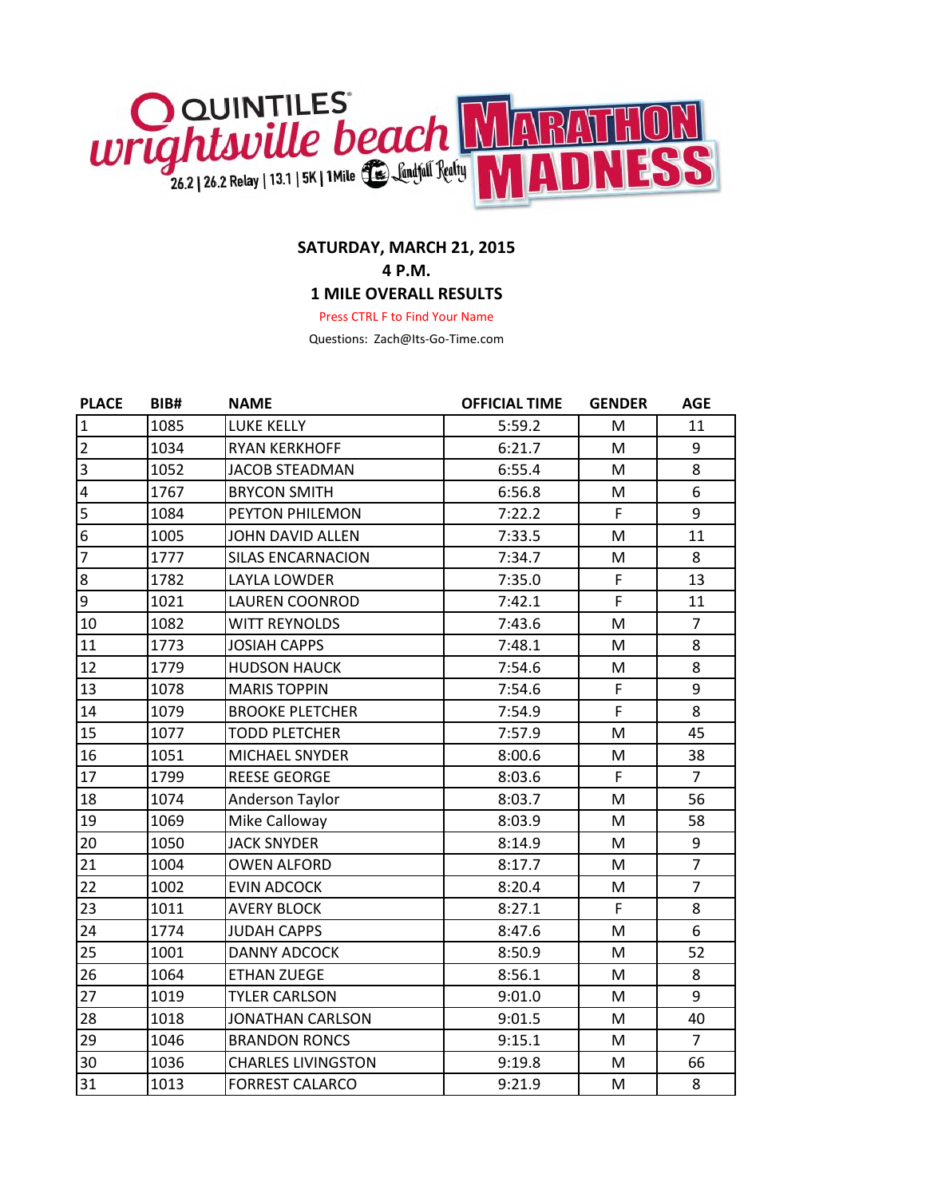QUINTILES wrightsville beach MARATHON MADNESS

26.2 | 26.2 Relay | 13.1 | 5K | 1Mile Landfall Realty

**SATURDAY, MARCH 21, 2015**

**4 P.M.**

**1 MILE OVERALL RESULTS**

Press CTRL F to Find Your Name

Questions: Zach@Its-Go-Time.com

| PLACE | BIB# | NAME | OFFICIAL TIME | GENDER | AGE |
|---|---|---|---|---|---|
| 1 | 1085 | LUKE KELLY | 5:59.2 | M | 11 |
| 2 | 1034 | RYAN KERKHOFF | 6:21.7 | M | 9 |
| 3 | 1052 | JACOB STEADMAN | 6:55.4 | M | 8 |
| 4 | 1767 | BRYCON SMITH | 6:56.8 | M | 6 |
| 5 | 1084 | PEYTON PHILEMON | 7:22.2 | F | 9 |
| 6 | 1005 | JOHN DAVID ALLEN | 7:33.5 | M | 11 |
| 7 | 1777 | SILAS ENCARNACION | 7:34.7 | M | 8 |
| 8 | 1782 | LAYLA LOWDER | 7:35.0 | F | 13 |
| 9 | 1021 | LAUREN COONROD | 7:42.1 | F | 11 |
| 10 | 1082 | WITT REYNOLDS | 7:43.6 | M | 7 |
| 11 | 1773 | JOSIAH CAPPS | 7:48.1 | M | 8 |
| 12 | 1779 | HUDSON HAUCK | 7:54.6 | M | 8 |
| 13 | 1078 | MARIS TOPPIN | 7:54.6 | F | 9 |
| 14 | 1079 | BROOKE PLETCHER | 7:54.9 | F | 8 |
| 15 | 1077 | TODD PLETCHER | 7:57.9 | M | 45 |
| 16 | 1051 | MICHAEL SNYDER | 8:00.6 | M | 38 |
| 17 | 1799 | REESE GEORGE | 8:03.6 | F | 7 |
| 18 | 1074 | Anderson Taylor | 8:03.7 | M | 56 |
| 19 | 1069 | Mike Calloway | 8:03.9 | M | 58 |
| 20 | 1050 | JACK SNYDER | 8:14.9 | M | 9 |
| 21 | 1004 | OWEN ALFORD | 8:17.7 | M | 7 |
| 22 | 1002 | EVIN ADCOCK | 8:20.4 | M | 7 |
| 23 | 1011 | AVERY BLOCK | 8:27.1 | F | 8 |
| 24 | 1774 | JUDAH CAPPS | 8:47.6 | M | 6 |
| 25 | 1001 | DANNY ADCOCK | 8:50.9 | M | 52 |
| 26 | 1064 | ETHAN ZUEGE | 8:56.1 | M | 8 |
| 27 | 1019 | TYLER CARLSON | 9:01.0 | M | 9 |
| 28 | 1018 | JONATHAN CARLSON | 9:01.5 | M | 40 |
| 29 | 1046 | BRANDON RONCS | 9:15.1 | M | 7 |
| 30 | 1036 | CHARLES LIVINGSTON | 9:19.8 | M | 66 |
| 31 | 1013 | FORREST CALARCO | 9:21.9 | M | 8 |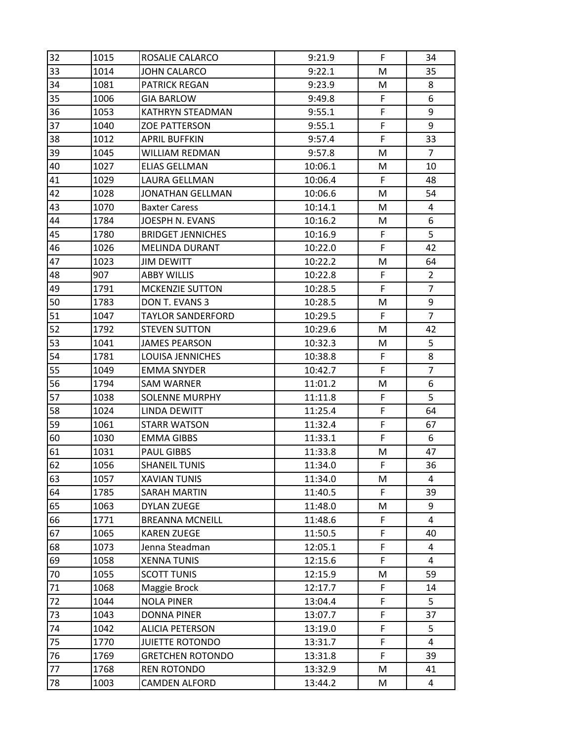| 32 | 1015 | ROSALIE CALARCO | 9:21.9 | F | 34 |
|---|---|---|---|---|---|
| 33 | 1014 | JOHN CALARCO | 9:22.1 | M | 35 |
| 34 | 1081 | PATRICK REGAN | 9:23.9 | M | 8 |
| 35 | 1006 | GIA BARLOW | 9:49.8 | F | 6 |
| 36 | 1053 | KATHRYN STEADMAN | 9:55.1 | F | 9 |
| 37 | 1040 | ZOE PATTERSON | 9:55.1 | F | 9 |
| 38 | 1012 | APRIL BUFFKIN | 9:57.4 | F | 33 |
| 39 | 1045 | WILLIAM REDMAN | 9:57.8 | M | 7 |
| 40 | 1027 | ELIAS GELLMAN | 10:06.1 | M | 10 |
| 41 | 1029 | LAURA GELLMAN | 10:06.4 | F | 48 |
| 42 | 1028 | JONATHAN GELLMAN | 10:06.6 | M | 54 |
| 43 | 1070 | Baxter Caress | 10:14.1 | M | 4 |
| 44 | 1784 | JOESPH N. EVANS | 10:16.2 | M | 6 |
| 45 | 1780 | BRIDGET JENNICHES | 10:16.9 | F | 5 |
| 46 | 1026 | MELINDA DURANT | 10:22.0 | F | 42 |
| 47 | 1023 | JIM DEWITT | 10:22.2 | M | 64 |
| 48 | 907 | ABBY WILLIS | 10:22.8 | F | 2 |
| 49 | 1791 | MCKENZIE SUTTON | 10:28.5 | F | 7 |
| 50 | 1783 | DON T. EVANS 3 | 10:28.5 | M | 9 |
| 51 | 1047 | TAYLOR SANDERFORD | 10:29.5 | F | 7 |
| 52 | 1792 | STEVEN SUTTON | 10:29.6 | M | 42 |
| 53 | 1041 | JAMES PEARSON | 10:32.3 | M | 5 |
| 54 | 1781 | LOUISA JENNICHES | 10:38.8 | F | 8 |
| 55 | 1049 | EMMA SNYDER | 10:42.7 | F | 7 |
| 56 | 1794 | SAM WARNER | 11:01.2 | M | 6 |
| 57 | 1038 | SOLENNE MURPHY | 11:11.8 | F | 5 |
| 58 | 1024 | LINDA DEWITT | 11:25.4 | F | 64 |
| 59 | 1061 | STARR WATSON | 11:32.4 | F | 67 |
| 60 | 1030 | EMMA GIBBS | 11:33.1 | F | 6 |
| 61 | 1031 | PAUL GIBBS | 11:33.8 | M | 47 |
| 62 | 1056 | SHANEIL TUNIS | 11:34.0 | F | 36 |
| 63 | 1057 | XAVIAN TUNIS | 11:34.0 | M | 4 |
| 64 | 1785 | SARAH MARTIN | 11:40.5 | F | 39 |
| 65 | 1063 | DYLAN ZUEGE | 11:48.0 | M | 9 |
| 66 | 1771 | BREANNA MCNEILL | 11:48.6 | F | 4 |
| 67 | 1065 | KAREN ZUEGE | 11:50.5 | F | 40 |
| 68 | 1073 | Jenna Steadman | 12:05.1 | F | 4 |
| 69 | 1058 | XENNA TUNIS | 12:15.6 | F | 4 |
| 70 | 1055 | SCOTT TUNIS | 12:15.9 | M | 59 |
| 71 | 1068 | Maggie Brock | 12:17.7 | F | 14 |
| 72 | 1044 | NOLA PINER | 13:04.4 | F | 5 |
| 73 | 1043 | DONNA PINER | 13:07.7 | F | 37 |
| 74 | 1042 | ALICIA PETERSON | 13:19.0 | F | 5 |
| 75 | 1770 | JUIETTE ROTONDO | 13:31.7 | F | 4 |
| 76 | 1769 | GRETCHEN ROTONDO | 13:31.8 | F | 39 |
| 77 | 1768 | REN ROTONDO | 13:32.9 | M | 41 |
| 78 | 1003 | CAMDEN ALFORD | 13:44.2 | M | 4 |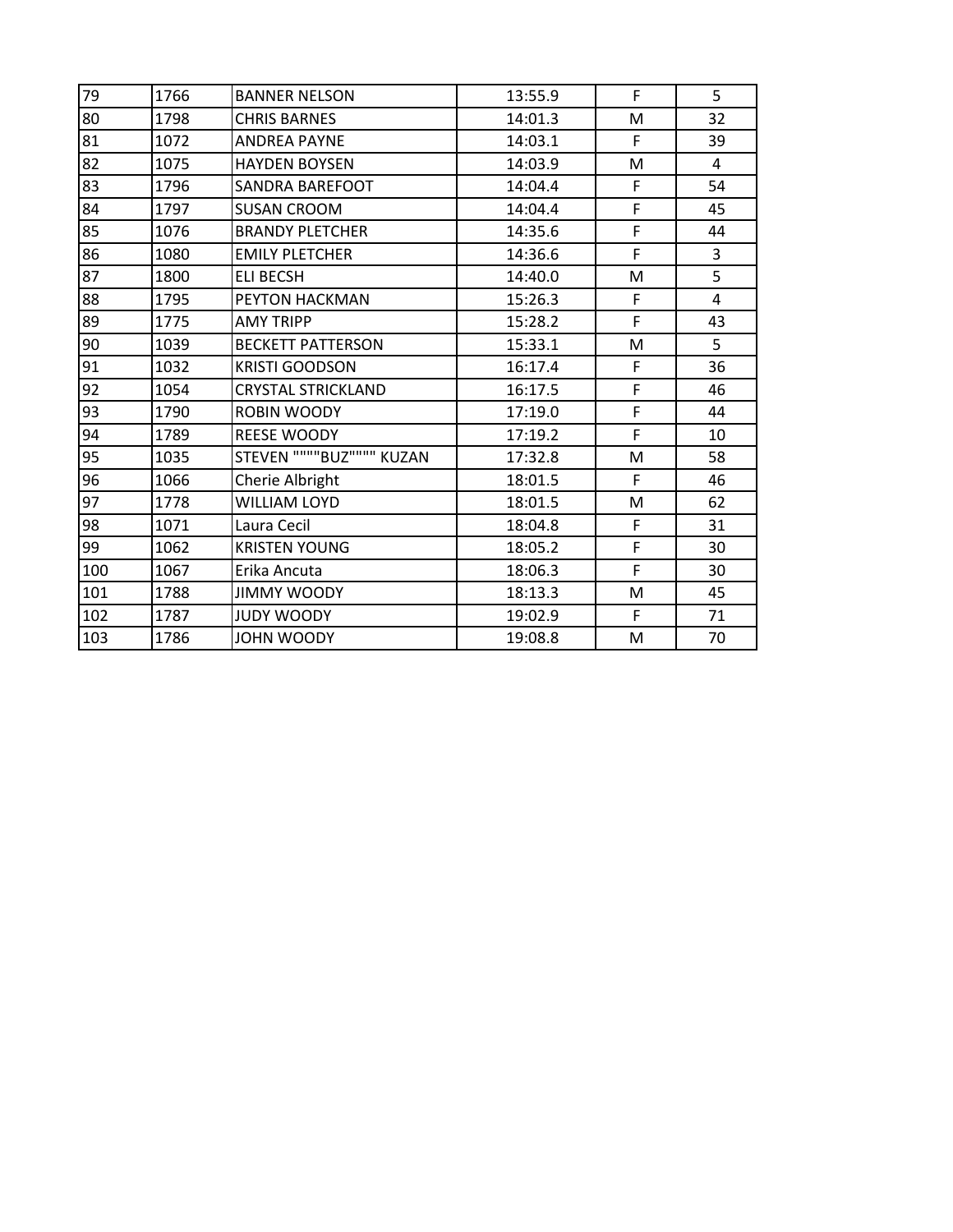| | | | | | |
|---|---|---|---|---|---|
| 79 | 1766 | BANNER NELSON | 13:55.9 | F | 5 |
| 80 | 1798 | CHRIS BARNES | 14:01.3 | M | 32 |
| 81 | 1072 | ANDREA PAYNE | 14:03.1 | F | 39 |
| 82 | 1075 | HAYDEN BOYSEN | 14:03.9 | M | 4 |
| 83 | 1796 | SANDRA BAREFOOT | 14:04.4 | F | 54 |
| 84 | 1797 | SUSAN CROOM | 14:04.4 | F | 45 |
| 85 | 1076 | BRANDY PLETCHER | 14:35.6 | F | 44 |
| 86 | 1080 | EMILY PLETCHER | 14:36.6 | F | 3 |
| 87 | 1800 | ELI BECSH | 14:40.0 | M | 5 |
| 88 | 1795 | PEYTON HACKMAN | 15:26.3 | F | 4 |
| 89 | 1775 | AMY TRIPP | 15:28.2 | F | 43 |
| 90 | 1039 | BECKETT PATTERSON | 15:33.1 | M | 5 |
| 91 | 1032 | KRISTI GOODSON | 16:17.4 | F | 36 |
| 92 | 1054 | CRYSTAL STRICKLAND | 16:17.5 | F | 46 |
| 93 | 1790 | ROBIN WOODY | 17:19.0 | F | 44 |
| 94 | 1789 | REESE WOODY | 17:19.2 | F | 10 |
| 95 | 1035 | STEVEN """"BUZ"""" KUZAN | 17:32.8 | M | 58 |
| 96 | 1066 | Cherie Albright | 18:01.5 | F | 46 |
| 97 | 1778 | WILLIAM LOYD | 18:01.5 | M | 62 |
| 98 | 1071 | Laura Cecil | 18:04.8 | F | 31 |
| 99 | 1062 | KRISTEN YOUNG | 18:05.2 | F | 30 |
| 100 | 1067 | Erika Ancuta | 18:06.3 | F | 30 |
| 101 | 1788 | JIMMY WOODY | 18:13.3 | M | 45 |
| 102 | 1787 | JUDY WOODY | 19:02.9 | F | 71 |
| 103 | 1786 | JOHN WOODY | 19:08.8 | M | 70 |